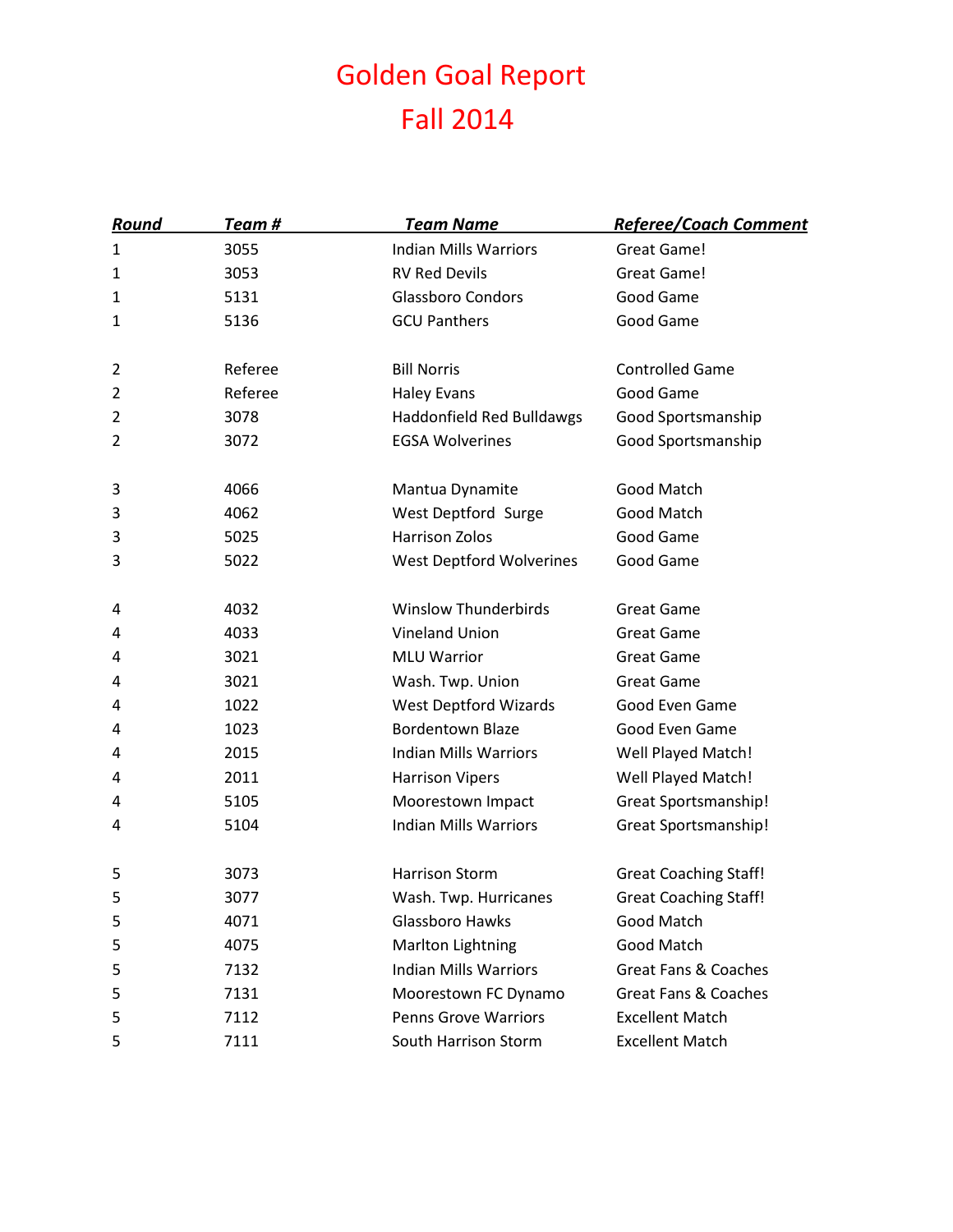# Golden Goal Report
# Fall 2014

| Round | Team # | Team Name | Referee/Coach Comment |
|---|---|---|---|
| 1 | 3055 | Indian Mills Warriors | Great Game! |
| 1 | 3053 | RV Red Devils | Great Game! |
| 1 | 5131 | Glassboro Condors | Good Game |
| 1 | 5136 | GCU Panthers | Good Game |
| | | | |
| 2 | Referee | Bill Norris | Controlled Game |
| 2 | Referee | Haley Evans | Good Game |
| 2 | 3078 | Haddonfield Red Bulldawgs | Good Sportsmanship |
| 2 | 3072 | EGSA Wolverines | Good Sportsmanship |
| | | | |
| 3 | 4066 | Mantua Dynamite | Good Match |
| 3 | 4062 | West Deptford Surge | Good Match |
| 3 | 5025 | Harrison Zolos | Good Game |
| 3 | 5022 | West Deptford Wolverines | Good Game |
| | | | |
| 4 | 4032 | Winslow Thunderbirds | Great Game |
| 4 | 4033 | Vineland Union | Great Game |
| 4 | 3021 | MLU Warrior | Great Game |
| 4 | 3021 | Wash. Twp. Union | Great Game |
| 4 | 1022 | West Deptford Wizards | Good Even Game |
| 4 | 1023 | Bordentown Blaze | Good Even Game |
| 4 | 2015 | Indian Mills Warriors | Well Played Match! |
| 4 | 2011 | Harrison Vipers | Well Played Match! |
| 4 | 5105 | Moorestown Impact | Great Sportsmanship! |
| 4 | 5104 | Indian Mills Warriors | Great Sportsmanship! |
| | | | |
| 5 | 3073 | Harrison Storm | Great Coaching Staff! |
| 5 | 3077 | Wash. Twp. Hurricanes | Great Coaching Staff! |
| 5 | 4071 | Glassboro Hawks | Good Match |
| 5 | 4075 | Marlton Lightning | Good Match |
| 5 | 7132 | Indian Mills Warriors | Great Fans & Coaches |
| 5 | 7131 | Moorestown FC Dynamo | Great Fans & Coaches |
| 5 | 7112 | Penns Grove Warriors | Excellent Match |
| 5 | 7111 | South Harrison Storm | Excellent Match |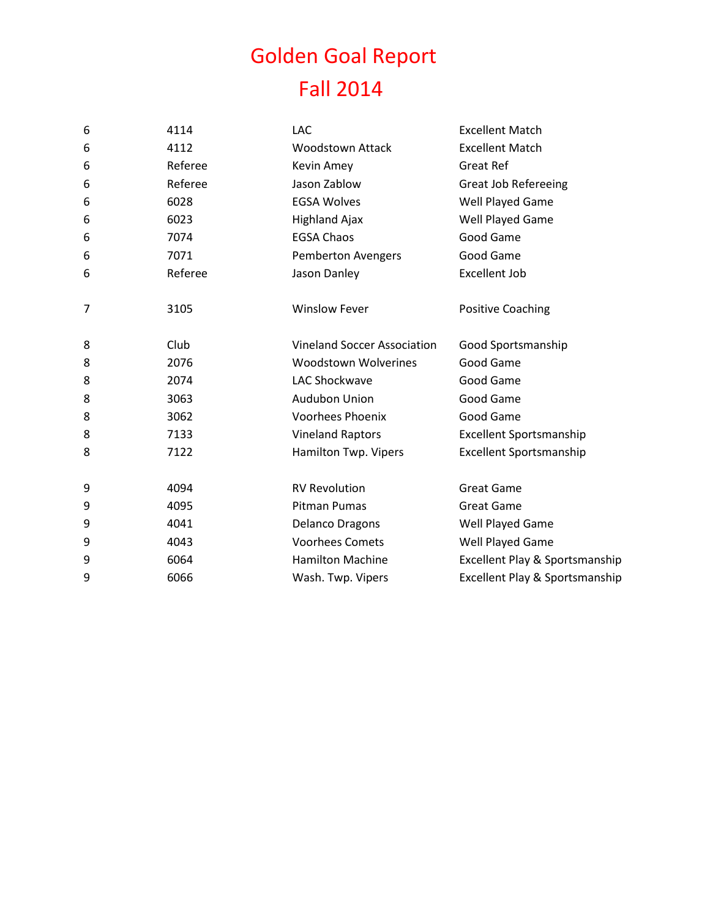# Golden Goal Report

# Fall 2014

| | | | |
|---|---|---|---|
| 6 | 4114 | LAC | Excellent Match |
| 6 | 4112 | Woodstown Attack | Excellent Match |
| 6 | Referee | Kevin Amey | Great Ref |
| 6 | Referee | Jason Zablow | Great Job Refereeing |
| 6 | 6028 | EGSA Wolves | Well Played Game |
| 6 | 6023 | Highland Ajax | Well Played Game |
| 6 | 7074 | EGSA Chaos | Good Game |
| 6 | 7071 | Pemberton Avengers | Good Game |
| 6 | Referee | Jason Danley | Excellent Job |
| 7 | 3105 | Winslow Fever | Positive Coaching |
| 8 | Club | Vineland Soccer Association | Good Sportsmanship |
| 8 | 2076 | Woodstown Wolverines | Good Game |
| 8 | 2074 | LAC Shockwave | Good Game |
| 8 | 3063 | Audubon Union | Good Game |
| 8 | 3062 | Voorhees Phoenix | Good Game |
| 8 | 7133 | Vineland Raptors | Excellent Sportsmanship |
| 8 | 7122 | Hamilton Twp. Vipers | Excellent Sportsmanship |
| 9 | 4094 | RV Revolution | Great Game |
| 9 | 4095 | Pitman Pumas | Great Game |
| 9 | 4041 | Delanco Dragons | Well Played Game |
| 9 | 4043 | Voorhees Comets | Well Played Game |
| 9 | 6064 | Hamilton Machine | Excellent Play & Sportsmanship |
| 9 | 6066 | Wash. Twp. Vipers | Excellent Play & Sportsmanship |